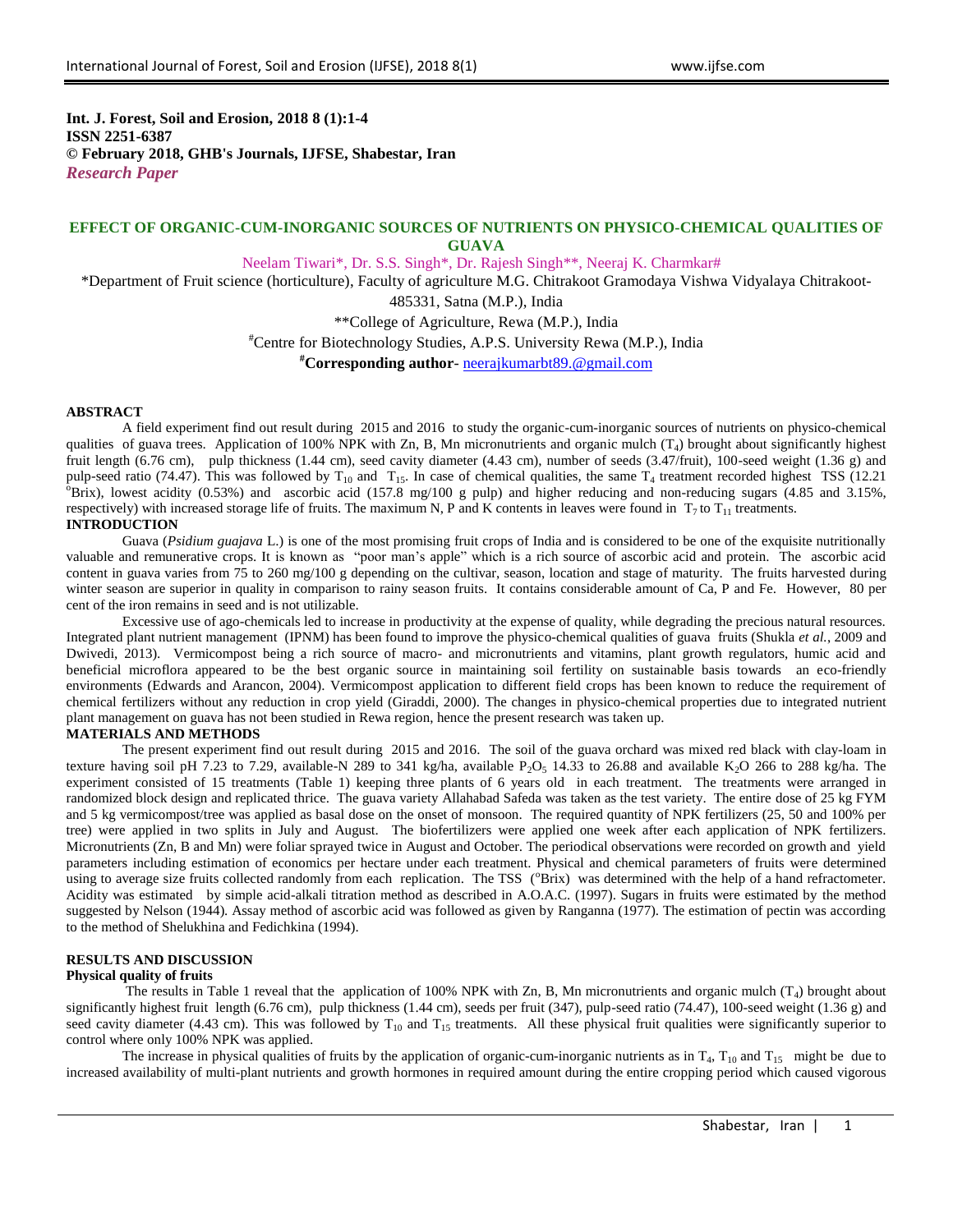**Int. J. Forest, Soil and Erosion, 2018 8 (1):1-4**
**ISSN 2251-6387**
**© February 2018, GHB's Journals, IJFSE, Shabestar, Iran**
***Research Paper***

# EFFECT OF ORGANIC-CUM-INORGANIC SOURCES OF NUTRIENTS ON PHYSICO-CHEMICAL QUALITIES OF GUAVA

Neelam Tiwari*, Dr. S.S. Singh*, Dr. Rajesh Singh**, Neeraj K. Charmkar#

*Department of Fruit science (horticulture), Faculty of agriculture M.G. Chitrakoot Gramodaya Vishwa Vidyalaya Chitrakoot-485331, Satna (M.P.), India

**College of Agriculture, Rewa (M.P.), India

#Centre for Biotechnology Studies, A.P.S. University Rewa (M.P.), India

**#Corresponding author**- neerajkumarbt89.@gmail.com

## ABSTRACT

A field experiment find out result during 2015 and 2016 to study the organic-cum-inorganic sources of nutrients on physico-chemical qualities of guava trees. Application of 100% NPK with Zn, B, Mn micronutrients and organic mulch ($T_4$) brought about significantly highest fruit length (6.76 cm), pulp thickness (1.44 cm), seed cavity diameter (4.43 cm), number of seeds (3.47/fruit), 100-seed weight (1.36 g) and pulp-seed ratio (74.47). This was followed by $T_{10}$ and $T_{15}$. In case of chemical qualities, the same $T_4$ treatment recorded highest TSS (12.21 $^{o}$Brix), lowest acidity (0.53%) and ascorbic acid (157.8 mg/100 g pulp) and higher reducing and non-reducing sugars (4.85 and 3.15%, respectively) with increased storage life of fruits. The maximum N, P and K contents in leaves were found in $T_7$ to $T_{11}$ treatments.

## INTRODUCTION

Guava (*Psidium guajava* L.) is one of the most promising fruit crops of India and is considered to be one of the exquisite nutritionally valuable and remunerative crops. It is known as "poor man's apple" which is a rich source of ascorbic acid and protein. The ascorbic acid content in guava varies from 75 to 260 mg/100 g depending on the cultivar, season, location and stage of maturity. The fruits harvested during winter season are superior in quality in comparison to rainy season fruits. It contains considerable amount of Ca, P and Fe. However, 80 per cent of the iron remains in seed and is not utilizable.

Excessive use of ago-chemicals led to increase in productivity at the expense of quality, while degrading the precious natural resources. Integrated plant nutrient management (IPNM) has been found to improve the physico-chemical qualities of guava fruits (Shukla *et al.*, 2009 and Dwivedi, 2013). Vermicompost being a rich source of macro- and micronutrients and vitamins, plant growth regulators, humic acid and beneficial microflora appeared to be the best organic source in maintaining soil fertility on sustainable basis towards an eco-friendly environments (Edwards and Arancon, 2004). Vermicompost application to different field crops has been known to reduce the requirement of chemical fertilizers without any reduction in crop yield (Giraddi, 2000). The changes in physico-chemical properties due to integrated nutrient plant management on guava has not been studied in Rewa region, hence the present research was taken up.

## MATERIALS AND METHODS

The present experiment find out result during 2015 and 2016. The soil of the guava orchard was mixed red black with clay-loam in texture having soil pH 7.23 to 7.29, available-N 289 to 341 kg/ha, available $P_2O_5$ 14.33 to 26.88 and available $K_2O$ 266 to 288 kg/ha. The experiment consisted of 15 treatments (Table 1) keeping three plants of 6 years old in each treatment. The treatments were arranged in randomized block design and replicated thrice. The guava variety Allahabad Safeda was taken as the test variety. The entire dose of 25 kg FYM and 5 kg vermicompost/tree was applied as basal dose on the onset of monsoon. The required quantity of NPK fertilizers (25, 50 and 100% per tree) were applied in two splits in July and August. The biofertilizers were applied one week after each application of NPK fertilizers. Micronutrients (Zn, B and Mn) were foliar sprayed twice in August and October. The periodical observations were recorded on growth and yield parameters including estimation of economics per hectare under each treatment. Physical and chemical parameters of fruits were determined using to average size fruits collected randomly from each replication. The TSS ($^{o}$Brix) was determined with the help of a hand refractometer. Acidity was estimated by simple acid-alkali titration method as described in A.O.A.C. (1997). Sugars in fruits were estimated by the method suggested by Nelson (1944). Assay method of ascorbic acid was followed as given by Ranganna (1977). The estimation of pectin was according to the method of Shelukhina and Fedichkina (1994).

## RESULTS AND DISCUSSION

### Physical quality of fruits

The results in Table 1 reveal that the application of 100% NPK with Zn, B, Mn micronutrients and organic mulch ($T_4$) brought about significantly highest fruit length (6.76 cm), pulp thickness (1.44 cm), seeds per fruit (347), pulp-seed ratio (74.47), 100-seed weight (1.36 g) and seed cavity diameter (4.43 cm). This was followed by $T_{10}$ and $T_{15}$ treatments. All these physical fruit qualities were significantly superior to control where only 100% NPK was applied.

The increase in physical qualities of fruits by the application of organic-cum-inorganic nutrients as in $T_4$, $T_{10}$ and $T_{15}$ might be due to increased availability of multi-plant nutrients and growth hormones in required amount during the entire cropping period which caused vigorous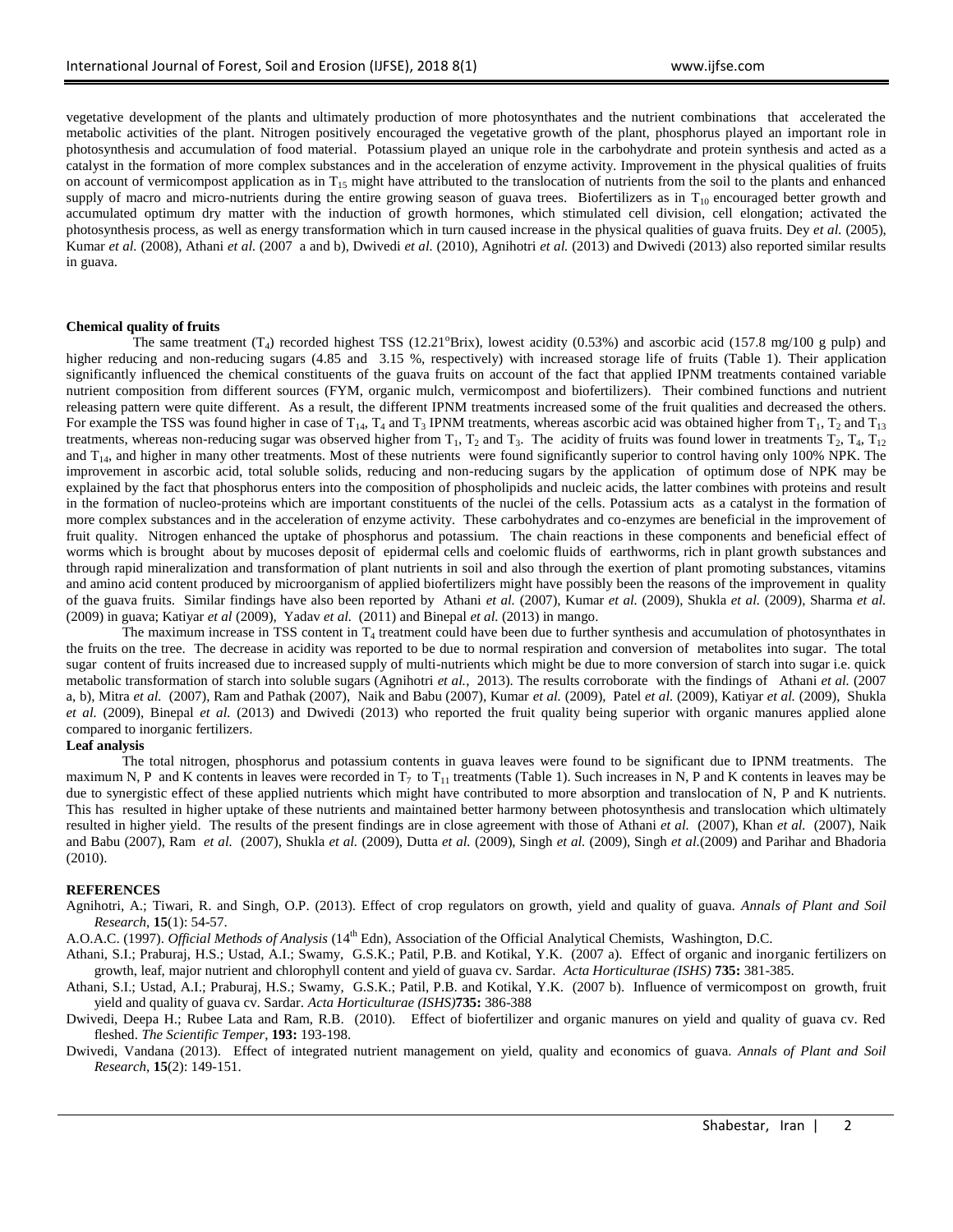vegetative development of the plants and ultimately production of more photosynthates and the nutrient combinations that accelerated the metabolic activities of the plant. Nitrogen positively encouraged the vegetative growth of the plant, phosphorus played an important role in photosynthesis and accumulation of food material. Potassium played an unique role in the carbohydrate and protein synthesis and acted as a catalyst in the formation of more complex substances and in the acceleration of enzyme activity. Improvement in the physical qualities of fruits on account of vermicompost application as in $T_{15}$ might have attributed to the translocation of nutrients from the soil to the plants and enhanced supply of macro and micro-nutrients during the entire growing season of guava trees. Biofertilizers as in $T_{10}$ encouraged better growth and accumulated optimum dry matter with the induction of growth hormones, which stimulated cell division, cell elongation; activated the photosynthesis process, as well as energy transformation which in turn caused increase in the physical qualities of guava fruits. Dey *et al.* (2005), Kumar *et al.* (2008), Athani *et al.* (2007 a and b), Dwivedi *et al.* (2010), Agnihotri *et al.* (2013) and Dwivedi (2013) also reported similar results in guava.

**Chemical quality of fruits**

The same treatment ($T_4$) recorded highest TSS (12.21°Brix), lowest acidity (0.53%) and ascorbic acid (157.8 mg/100 g pulp) and higher reducing and non-reducing sugars (4.85 and 3.15 %, respectively) with increased storage life of fruits (Table 1). Their application significantly influenced the chemical constituents of the guava fruits on account of the fact that applied IPNM treatments contained variable nutrient composition from different sources (FYM, organic mulch, vermicompost and biofertilizers). Their combined functions and nutrient releasing pattern were quite different. As a result, the different IPNM treatments increased some of the fruit qualities and decreased the others. For example the TSS was found higher in case of $T_{14}$, $T_4$ and $T_3$ IPNM treatments, whereas ascorbic acid was obtained higher from $T_1$, $T_2$ and $T_{13}$ treatments, whereas non-reducing sugar was observed higher from $T_1$, $T_2$ and $T_3$. The acidity of fruits was found lower in treatments $T_2$, $T_4$, $T_{12}$ and $T_{14}$, and higher in many other treatments. Most of these nutrients were found significantly superior to control having only 100% NPK. The improvement in ascorbic acid, total soluble solids, reducing and non-reducing sugars by the application of optimum dose of NPK may be explained by the fact that phosphorus enters into the composition of phospholipids and nucleic acids, the latter combines with proteins and result in the formation of nucleo-proteins which are important constituents of the nuclei of the cells. Potassium acts as a catalyst in the formation of more complex substances and in the acceleration of enzyme activity. These carbohydrates and co-enzymes are beneficial in the improvement of fruit quality. Nitrogen enhanced the uptake of phosphorus and potassium. The chain reactions in these components and beneficial effect of worms which is brought about by mucoses deposit of epidermal cells and coelomic fluids of earthworms, rich in plant growth substances and through rapid mineralization and transformation of plant nutrients in soil and also through the exertion of plant promoting substances, vitamins and amino acid content produced by microorganism of applied biofertilizers might have possibly been the reasons of the improvement in quality of the guava fruits. Similar findings have also been reported by Athani *et al.* (2007), Kumar *et al.* (2009), Shukla *et al.* (2009), Sharma *et al.* (2009) in guava; Katiyar *et al* (2009), Yadav *et al.* (2011) and Binepal *et al.* (2013) in mango.

The maximum increase in TSS content in $T_4$ treatment could have been due to further synthesis and accumulation of photosynthates in the fruits on the tree. The decrease in acidity was reported to be due to normal respiration and conversion of metabolites into sugar. The total sugar content of fruits increased due to increased supply of multi-nutrients which might be due to more conversion of starch into sugar i.e. quick metabolic transformation of starch into soluble sugars (Agnihotri *et al.*, 2013). The results corroborate with the findings of Athani *et al.* (2007 a, b), Mitra *et al.* (2007), Ram and Pathak (2007), Naik and Babu (2007), Kumar *et al.* (2009), Patel *et al.* (2009), Katiyar *et al.* (2009), Shukla *et al.* (2009), Binepal *et al.* (2013) and Dwivedi (2013) who reported the fruit quality being superior with organic manures applied alone compared to inorganic fertilizers.

**Leaf analysis**

The total nitrogen, phosphorus and potassium contents in guava leaves were found to be significant due to IPNM treatments. The maximum N, P and K contents in leaves were recorded in $T_7$ to $T_{11}$ treatments (Table 1). Such increases in N, P and K contents in leaves may be due to synergistic effect of these applied nutrients which might have contributed to more absorption and translocation of N, P and K nutrients. This has resulted in higher uptake of these nutrients and maintained better harmony between photosynthesis and translocation which ultimately resulted in higher yield. The results of the present findings are in close agreement with those of Athani *et al.* (2007), Khan *et al.* (2007), Naik and Babu (2007), Ram *et al.* (2007), Shukla *et al.* (2009), Dutta *et al.* (2009), Singh *et al.* (2009), Singh *et al.*(2009) and Parihar and Bhadoria (2010).

**REFERENCES**

Agnihotri, A.; Tiwari, R. and Singh, O.P. (2013). Effect of crop regulators on growth, yield and quality of guava. *Annals of Plant and Soil Research*, **15**(1): 54-57.

A.O.A.C. (1997). *Official Methods of Analysis* (14th Edn), Association of the Official Analytical Chemists, Washington, D.C.

Athani, S.I.; Praburaj, H.S.; Ustad, A.I.; Swamy, G.S.K.; Patil, P.B. and Kotikal, Y.K. (2007 a). Effect of organic and inorganic fertilizers on growth, leaf, major nutrient and chlorophyll content and yield of guava cv. Sardar. *Acta Horticulturae (ISHS)* **735:** 381-385.

Athani, S.I.; Ustad, A.I.; Praburaj, H.S.; Swamy, G.S.K.; Patil, P.B. and Kotikal, Y.K. (2007 b). Influence of vermicompost on growth, fruit yield and quality of guava cv. Sardar. *Acta Horticulturae (ISHS)***735:** 386-388

Dwivedi, Deepa H.; Rubee Lata and Ram, R.B. (2010). Effect of biofertilizer and organic manures on yield and quality of guava cv. Red fleshed. *The Scientific Temper*, **193:** 193-198.

Dwivedi, Vandana (2013). Effect of integrated nutrient management on yield, quality and economics of guava. *Annals of Plant and Soil Research*, **15**(2): 149-151.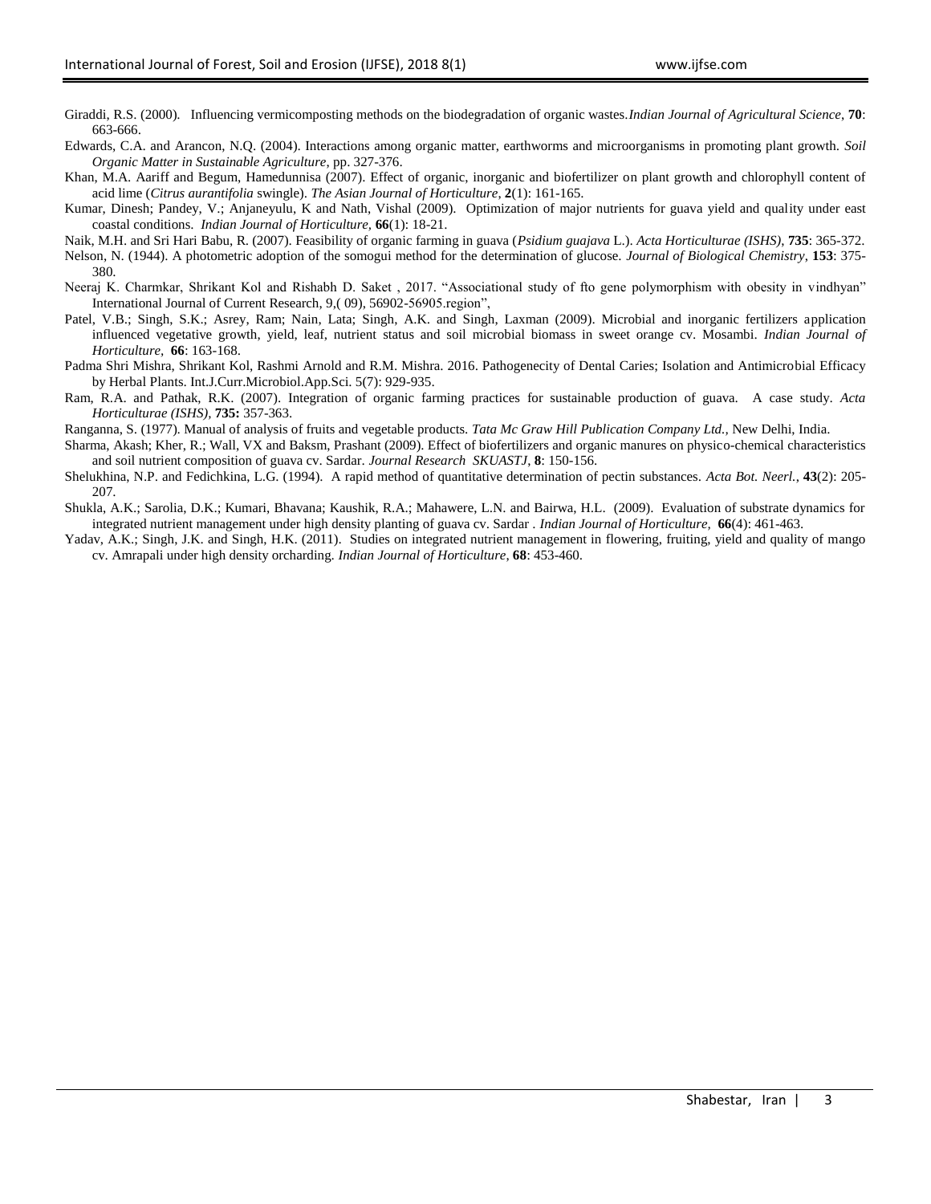Giraddi, R.S. (2000). Influencing vermicomposting methods on the biodegradation of organic wastes. *Indian Journal of Agricultural Science*, **70**: 663-666.

Edwards, C.A. and Arancon, N.Q. (2004). Interactions among organic matter, earthworms and microorganisms in promoting plant growth. *Soil Organic Matter in Sustainable Agriculture*, pp. 327-376.

Khan, M.A. Aariff and Begum, Hamedunnisa (2007). Effect of organic, inorganic and biofertilizer on plant growth and chlorophyll content of acid lime (*Citrus aurantifolia* swingle). *The Asian Journal of Horticulture*, **2**(1): 161-165.

Kumar, Dinesh; Pandey, V.; Anjaneyulu, K and Nath, Vishal (2009). Optimization of major nutrients for guava yield and quality under east coastal conditions. *Indian Journal of Horticulture,* **66**(1): 18-21.

Naik, M.H. and Sri Hari Babu, R. (2007). Feasibility of organic farming in guava (*Psidium guajava* L.). *Acta Horticulturae (ISHS)*, **735**: 365-372.

Nelson, N. (1944). A photometric adoption of the somogui method for the determination of glucose. *Journal of Biological Chemistry*, **153**: 375-380.

Neeraj K. Charmkar, Shrikant Kol and Rishabh D. Saket , 2017. "Associational study of fto gene polymorphism with obesity in vindhyan" International Journal of Current Research, 9,( 09), 56902-56905.region",

Patel, V.B.; Singh, S.K.; Asrey, Ram; Nain, Lata; Singh, A.K. and Singh, Laxman (2009). Microbial and inorganic fertilizers application influenced vegetative growth, yield, leaf, nutrient status and soil microbial biomass in sweet orange cv. Mosambi. *Indian Journal of Horticulture*, **66**: 163-168.

Padma Shri Mishra, Shrikant Kol, Rashmi Arnold and R.M. Mishra. 2016. Pathogenecity of Dental Caries; Isolation and Antimicrobial Efficacy by Herbal Plants. Int.J.Curr.Microbiol.App.Sci. 5(7): 929-935.

Ram, R.A. and Pathak, R.K. (2007). Integration of organic farming practices for sustainable production of guava. A case study. *Acta Horticulturae (ISHS)*, **735:** 357-363.

Ranganna, S. (1977). Manual of analysis of fruits and vegetable products. *Tata Mc Graw Hill Publication Company Ltd.*, New Delhi, India.

Sharma, Akash; Kher, R.; Wall, VX and Baksm, Prashant (2009). Effect of biofertilizers and organic manures on physico-chemical characteristics and soil nutrient composition of guava cv. Sardar. *Journal Research SKUASTJ*, **8**: 150-156.

Shelukhina, N.P. and Fedichkina, L.G. (1994). A rapid method of quantitative determination of pectin substances. *Acta Bot. Neerl.*, **43**(2): 205-207.

Shukla, A.K.; Sarolia, D.K.; Kumari, Bhavana; Kaushik, R.A.; Mahawere, L.N. and Bairwa, H.L. (2009). Evaluation of substrate dynamics for integrated nutrient management under high density planting of guava cv. Sardar . *Indian Journal of Horticulture*, **66**(4): 461-463.

Yadav, A.K.; Singh, J.K. and Singh, H.K. (2011). Studies on integrated nutrient management in flowering, fruiting, yield and quality of mango cv. Amrapali under high density orcharding. *Indian Journal of Horticulture*, **68**: 453-460.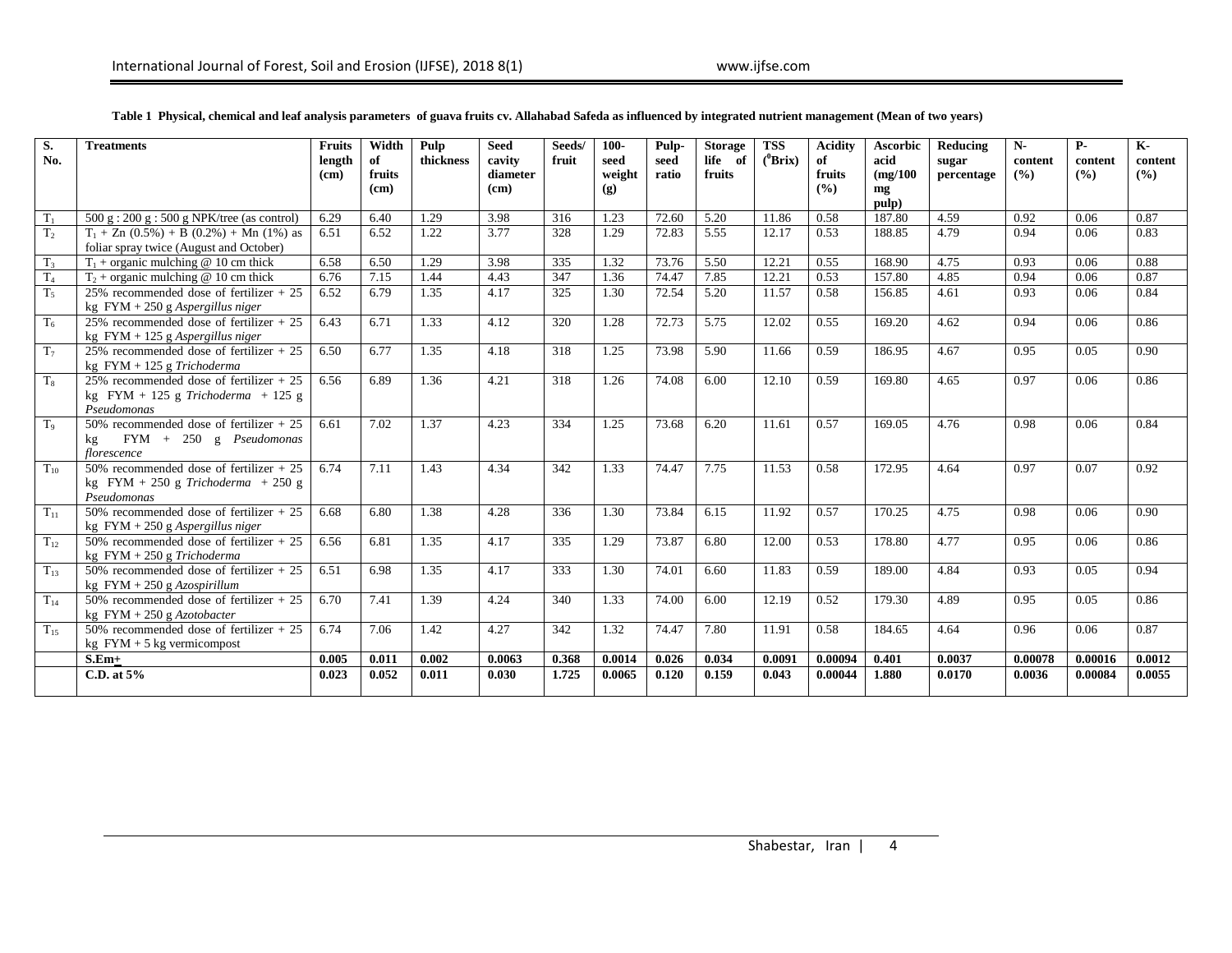**Table 1 Physical, chemical and leaf analysis parameters of guava fruits cv. Allahabad Safeda as influenced by integrated nutrient management (Mean of two years)**

| S. No. | Treatments | Fruits length (cm) | Width of fruits (cm) | Pulp thickness | Seed cavity diameter (cm) | Seeds/ fruit | 100-seed weight (g) | Pulp-seed ratio | Storage life of fruits | TSS ($^0$Brix) | Acidity of fruits (%) | Ascorbic acid (mg/100 mg pulp) | Reducing sugar percentage | N-content (%) | P-content (%) | K-content (%) |
|---|---|---|---|---|---|---|---|---|---|---|---|---|---|---|---|---|
| $T_1$ | 500 g : 200 g : 500 g NPK/tree (as control) | 6.29 | 6.40 | 1.29 | 3.98 | 316 | 1.23 | 72.60 | 5.20 | 11.86 | 0.58 | 187.80 | 4.59 | 0.92 | 0.06 | 0.87 |
| $T_2$ | $T_1$ + Zn (0.5%) + B (0.2%) + Mn (1%) as foliar spray twice (August and October) | 6.51 | 6.52 | 1.22 | 3.77 | 328 | 1.29 | 72.83 | 5.55 | 12.17 | 0.53 | 188.85 | 4.79 | 0.94 | 0.06 | 0.83 |
| $T_3$ | $T_1$ + organic mulching @ 10 cm thick | 6.58 | 6.50 | 1.29 | 3.98 | 335 | 1.32 | 73.76 | 5.50 | 12.21 | 0.55 | 168.90 | 4.75 | 0.93 | 0.06 | 0.88 |
| $T_4$ | $T_2$ + organic mulching @ 10 cm thick | 6.76 | 7.15 | 1.44 | 4.43 | 347 | 1.36 | 74.47 | 7.85 | 12.21 | 0.53 | 157.80 | 4.85 | 0.94 | 0.06 | 0.87 |
| $T_5$ | 25% recommended dose of fertilizer + 25 kg FYM + 250 g *Aspergillus niger* | 6.52 | 6.79 | 1.35 | 4.17 | 325 | 1.30 | 72.54 | 5.20 | 11.57 | 0.58 | 156.85 | 4.61 | 0.93 | 0.06 | 0.84 |
| $T_6$ | 25% recommended dose of fertilizer + 25 kg FYM + 125 g *Aspergillus niger* | 6.43 | 6.71 | 1.33 | 4.12 | 320 | 1.28 | 72.73 | 5.75 | 12.02 | 0.55 | 169.20 | 4.62 | 0.94 | 0.06 | 0.86 |
| $T_7$ | 25% recommended dose of fertilizer + 25 kg FYM + 125 g *Trichoderma* | 6.50 | 6.77 | 1.35 | 4.18 | 318 | 1.25 | 73.98 | 5.90 | 11.66 | 0.59 | 186.95 | 4.67 | 0.95 | 0.05 | 0.90 |
| $T_8$ | 25% recommended dose of fertilizer + 25 kg FYM + 125 g *Trichoderma* + 125 g *Pseudomonas* | 6.56 | 6.89 | 1.36 | 4.21 | 318 | 1.26 | 74.08 | 6.00 | 12.10 | 0.59 | 169.80 | 4.65 | 0.97 | 0.06 | 0.86 |
| $T_9$ | 50% recommended dose of fertilizer + 25 kg FYM + 250 g *Pseudomonas florescence* | 6.61 | 7.02 | 1.37 | 4.23 | 334 | 1.25 | 73.68 | 6.20 | 11.61 | 0.57 | 169.05 | 4.76 | 0.98 | 0.06 | 0.84 |
| $T_{10}$ | 50% recommended dose of fertilizer + 25 kg FYM + 250 g *Trichoderma* + 250 g *Pseudomonas* | 6.74 | 7.11 | 1.43 | 4.34 | 342 | 1.33 | 74.47 | 7.75 | 11.53 | 0.58 | 172.95 | 4.64 | 0.97 | 0.07 | 0.92 |
| $T_{11}$ | 50% recommended dose of fertilizer + 25 kg FYM + 250 g *Aspergillus niger* | 6.68 | 6.80 | 1.38 | 4.28 | 336 | 1.30 | 73.84 | 6.15 | 11.92 | 0.57 | 170.25 | 4.75 | 0.98 | 0.06 | 0.90 |
| $T_{12}$ | 50% recommended dose of fertilizer + 25 kg FYM + 250 g *Trichoderma* | 6.56 | 6.81 | 1.35 | 4.17 | 335 | 1.29 | 73.87 | 6.80 | 12.00 | 0.53 | 178.80 | 4.77 | 0.95 | 0.06 | 0.86 |
| $T_{13}$ | 50% recommended dose of fertilizer + 25 kg FYM + 250 g *Azospirillum* | 6.51 | 6.98 | 1.35 | 4.17 | 333 | 1.30 | 74.01 | 6.60 | 11.83 | 0.59 | 189.00 | 4.84 | 0.93 | 0.05 | 0.94 |
| $T_{14}$ | 50% recommended dose of fertilizer + 25 kg FYM + 250 g *Azotobacter* | 6.70 | 7.41 | 1.39 | 4.24 | 340 | 1.33 | 74.00 | 6.00 | 12.19 | 0.52 | 179.30 | 4.89 | 0.95 | 0.05 | 0.86 |
| $T_{15}$ | 50% recommended dose of fertilizer + 25 kg FYM + 5 kg vermicompost | 6.74 | 7.06 | 1.42 | 4.27 | 342 | 1.32 | 74.47 | 7.80 | 11.91 | 0.58 | 184.65 | 4.64 | 0.96 | 0.06 | 0.87 |
| | **S.Em±** | **0.005** | **0.011** | **0.002** | **0.0063** | **0.368** | **0.0014** | **0.026** | **0.034** | **0.0091** | **0.00094** | **0.401** | **0.0037** | **0.00078** | **0.00016** | **0.0012** |
| | **C.D. at 5%** | **0.023** | **0.052** | **0.011** | **0.030** | **1.725** | **0.0065** | **0.120** | **0.159** | **0.043** | **0.00044** | **1.880** | **0.0170** | **0.0036** | **0.00084** | **0.0055** |